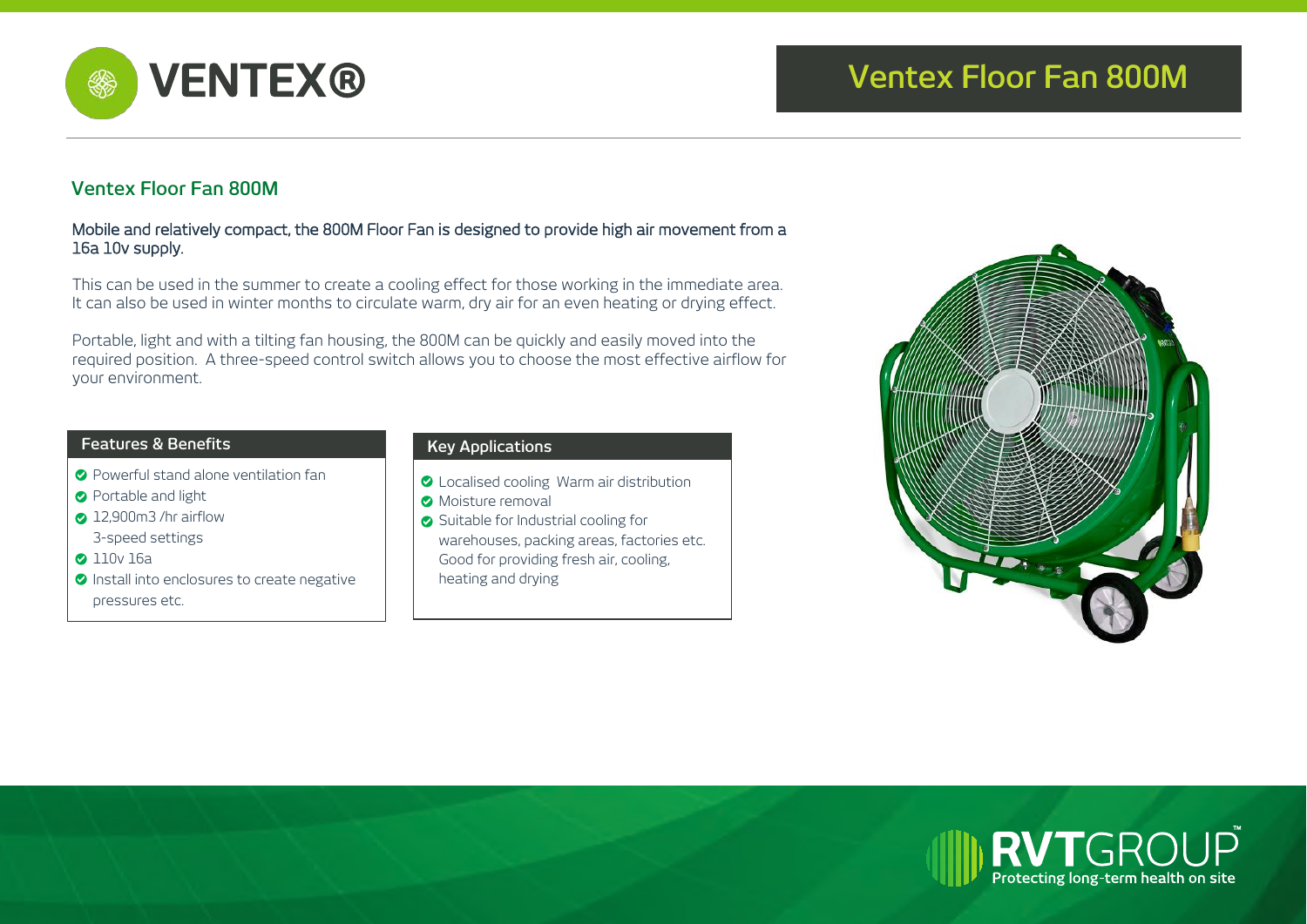# Ventex Floor Fan 800M

## Ventex Floor Fan 800M

Mobile and relatively compact, the 800M Floor Fan is designed to provide high air movement from a 16a 10v supply.

This can be used in the summer to create a cooling effect for those working in the immediate area. It can also be used in winter months to circulate warm, dry air for an even heating or drying effect.

Portable, light and with a tilting fan housing, the 800M can be quickly and easily moved into the required position. A three-speed control switch allows you to choose the most effective airflow for your environment.

### Features & Benefits

- Powerful stand alone ventilation fan
- Portable and light
- 12,900m3 /hr airflow
  3-speed settings
- 110v 16a
- Install into enclosures to create negative pressures etc.

### Key Applications

- Localised cooling Warm air distribution
- Moisture removal
- Suitable for Industrial cooling for warehouses, packing areas, factories etc. Good for providing fresh air, cooling, heating and drying

RVTGROUP™ Protecting long-term health on site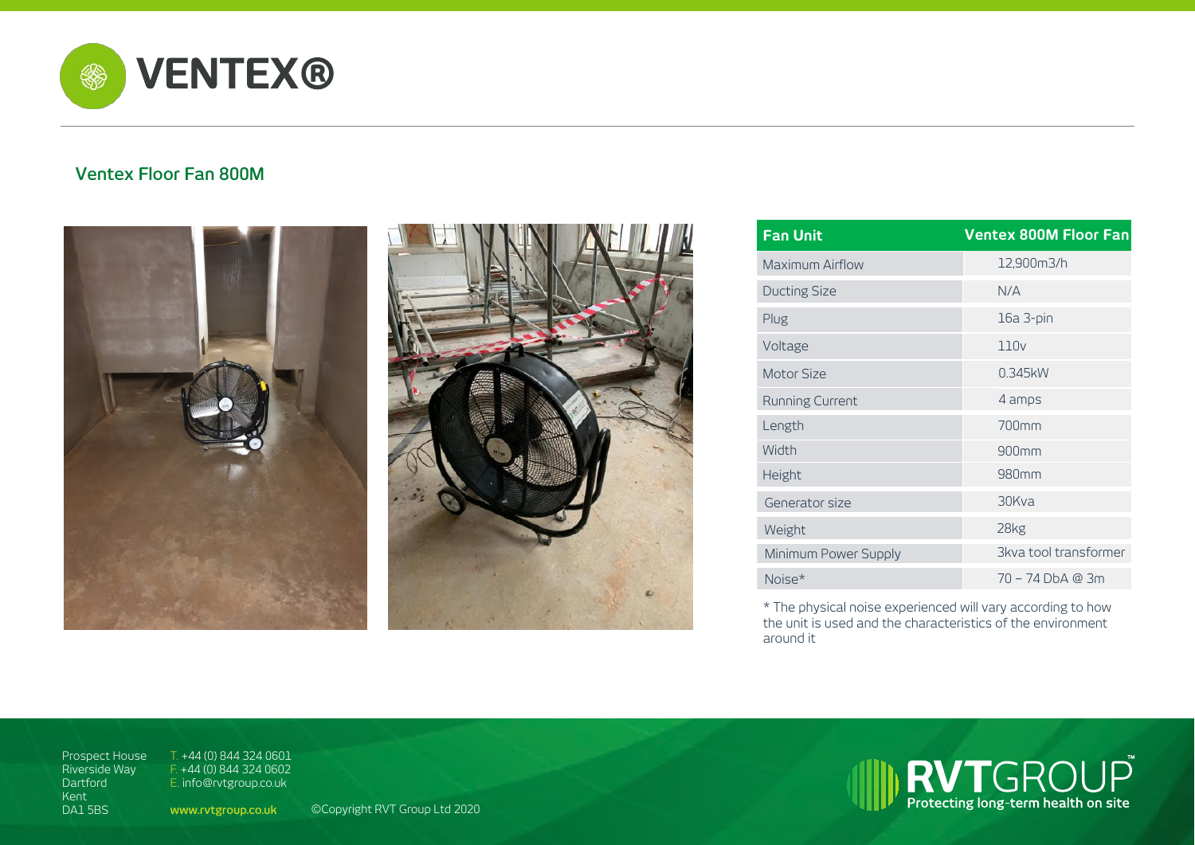VENTEX®

## Ventex Floor Fan 800M

| Fan Unit | Ventex 800M Floor Fan |
| --- | --- |
| Maximum Airflow | 12,900m3/h |
| Ducting Size | N/A |
| Plug | 16a 3-pin |
| Voltage | 110v |
| Motor Size | 0.345kW |
| Running Current | 4 amps |
| Length | 700mm |
| Width | 900mm |
| Height | 980mm |
| Generator size | 30Kva |
| Weight | 28kg |
| Minimum Power Supply | 3kva tool transformer |
| Noise* | 70 – 74 DbA @ 3m |

* The physical noise experienced will vary according to how the unit is used and the characteristics of the environment around it

Prospect House
Riverside Way
Dartford
Kent
DA1 5BS

T. +44 (0) 844 324 0601
F. +44 (0) 844 324 0602
E. info@rvtgroup.co.uk

www.rvtgroup.co.uk

©Copyright RVT Group Ltd 2020

RVTGROUP™ Protecting long-term health on site